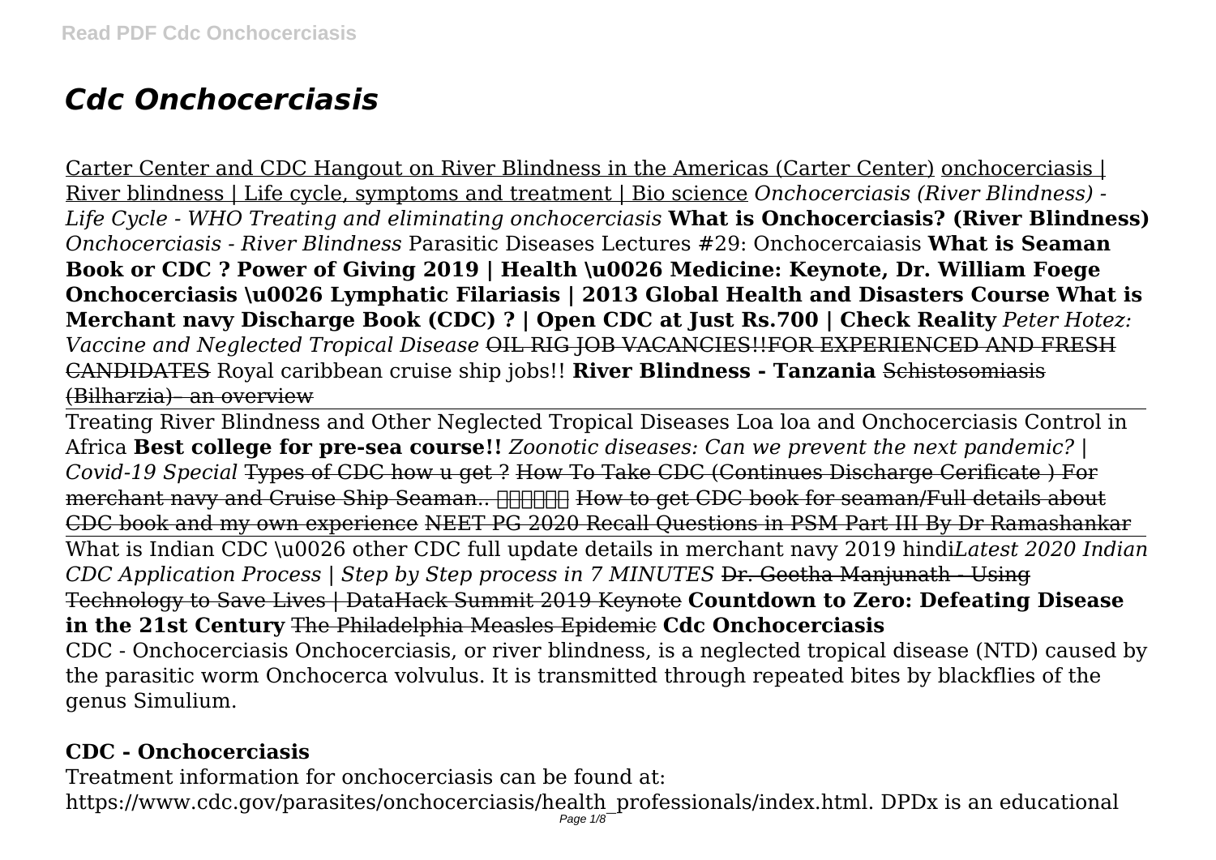# *Cdc Onchocerciasis*

Carter Center and CDC Hangout on River Blindness in the Americas (Carter Center) onchocerciasis | River blindness | Life cycle, symptoms and treatment | Bio science *Onchocerciasis (River Blindness) - Life Cycle - WHO Treating and eliminating onchocerciasis* **What is Onchocerciasis? (River Blindness)** *Onchocerciasis - River Blindness* Parasitic Diseases Lectures #29: Onchocercaiasis **What is Seaman Book or CDC ? Power of Giving 2019 | Health \u0026 Medicine: Keynote, Dr. William Foege Onchocerciasis \u0026 Lymphatic Filariasis | 2013 Global Health and Disasters Course What is Merchant navy Discharge Book (CDC) ? | Open CDC at Just Rs.700 | Check Reality** *Peter Hotez: Vaccine and Neglected Tropical Disease* ~~OIL RIG JOB VACANCIES!!FOR EXPERIENCED AND FRESH CANDIDATES~~ Royal caribbean cruise ship jobs!! **River Blindness - Tanzania** ~~Schistosomiasis (Bilharzia)- an overview~~

Treating River Blindness and Other Neglected Tropical Diseases Loa loa and Onchocerciasis Control in Africa **Best college for pre-sea course!!** *Zoonotic diseases: Can we prevent the next pandemic? | Covid-19 Special* ~~Types of CDC how u get ? How To Take CDC (Continues Discharge Cerificate ) For merchant navy and Cruise Ship Seaman.. ������ How to get CDC book for seaman/Full details about CDC book and my own experience~~ ~~NEET PG 2020 Recall Questions in PSM Part III By Dr Ramashankar~~

What is Indian CDC \u0026 other CDC full update details in merchant navy 2019 hindi*Latest 2020 Indian CDC Application Process | Step by Step process in 7 MINUTES* ~~Dr. Geetha Manjunath - Using Technology to Save Lives | DataHack Summit 2019 Keynote~~ **Countdown to Zero: Defeating Disease in the 21st Century** ~~The Philadelphia Measles Epidemic~~ **Cdc Onchocerciasis**

CDC - Onchocerciasis Onchocerciasis, or river blindness, is a neglected tropical disease (NTD) caused by the parasitic worm Onchocerca volvulus. It is transmitted through repeated bites by blackflies of the genus Simulium.

## CDC - Onchocerciasis

Treatment information for onchocerciasis can be found at: https://www.cdc.gov/parasites/onchocerciasis/health_professionals/index.html. DPDx is an educational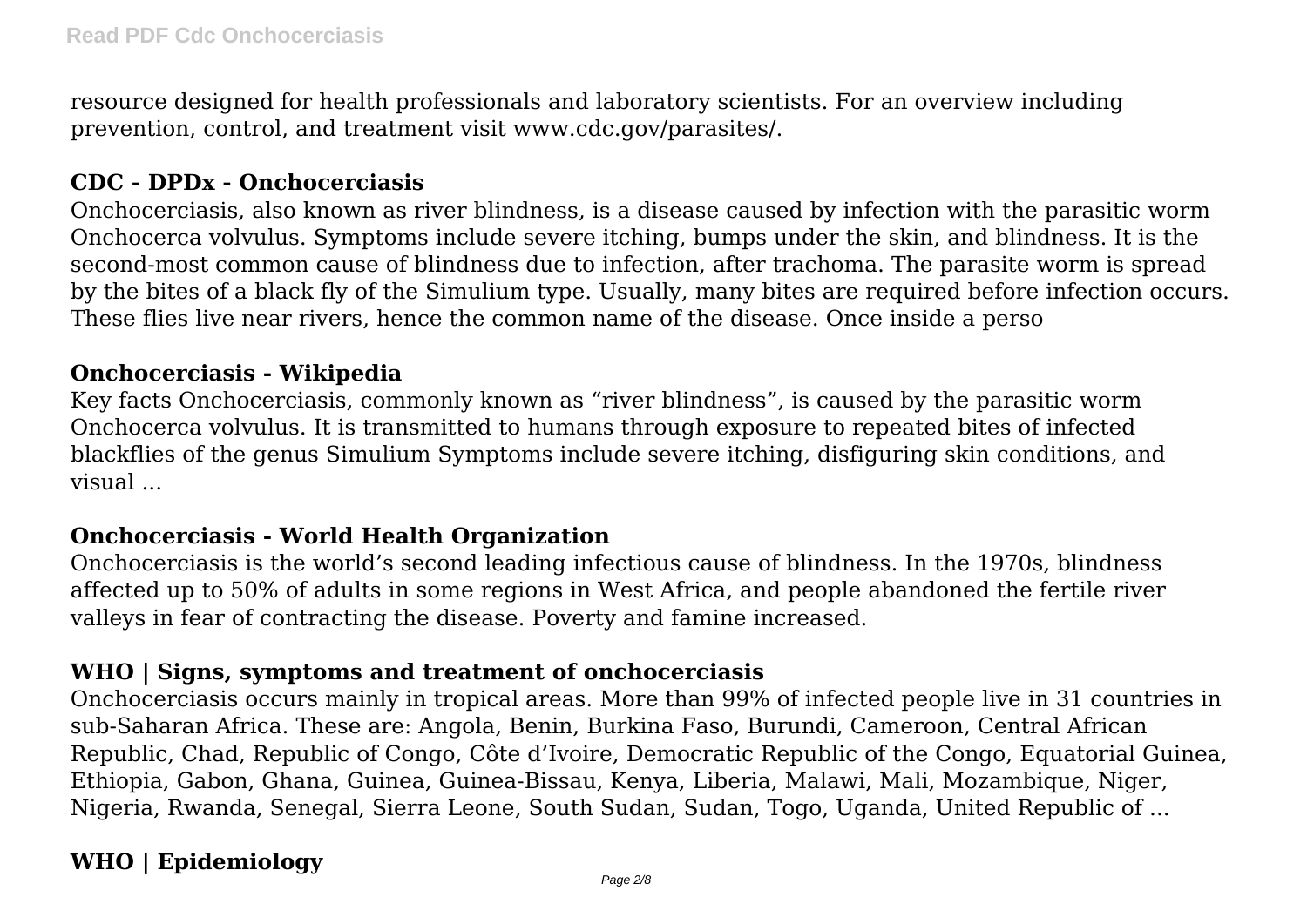resource designed for health professionals and laboratory scientists. For an overview including prevention, control, and treatment visit www.cdc.gov/parasites/.

**CDC - DPDx - Onchocerciasis**

Onchocerciasis, also known as river blindness, is a disease caused by infection with the parasitic worm Onchocerca volvulus. Symptoms include severe itching, bumps under the skin, and blindness. It is the second-most common cause of blindness due to infection, after trachoma. The parasite worm is spread by the bites of a black fly of the Simulium type. Usually, many bites are required before infection occurs. These flies live near rivers, hence the common name of the disease. Once inside a perso

**Onchocerciasis - Wikipedia**

Key facts Onchocerciasis, commonly known as "river blindness", is caused by the parasitic worm Onchocerca volvulus. It is transmitted to humans through exposure to repeated bites of infected blackflies of the genus Simulium Symptoms include severe itching, disfiguring skin conditions, and visual ...

**Onchocerciasis - World Health Organization**

Onchocerciasis is the world's second leading infectious cause of blindness. In the 1970s, blindness affected up to 50% of adults in some regions in West Africa, and people abandoned the fertile river valleys in fear of contracting the disease. Poverty and famine increased.

**WHO | Signs, symptoms and treatment of onchocerciasis**

Onchocerciasis occurs mainly in tropical areas. More than 99% of infected people live in 31 countries in sub-Saharan Africa. These are: Angola, Benin, Burkina Faso, Burundi, Cameroon, Central African Republic, Chad, Republic of Congo, Côte d'Ivoire, Democratic Republic of the Congo, Equatorial Guinea, Ethiopia, Gabon, Ghana, Guinea, Guinea-Bissau, Kenya, Liberia, Malawi, Mali, Mozambique, Niger, Nigeria, Rwanda, Senegal, Sierra Leone, South Sudan, Sudan, Togo, Uganda, United Republic of ...

**WHO | Epidemiology**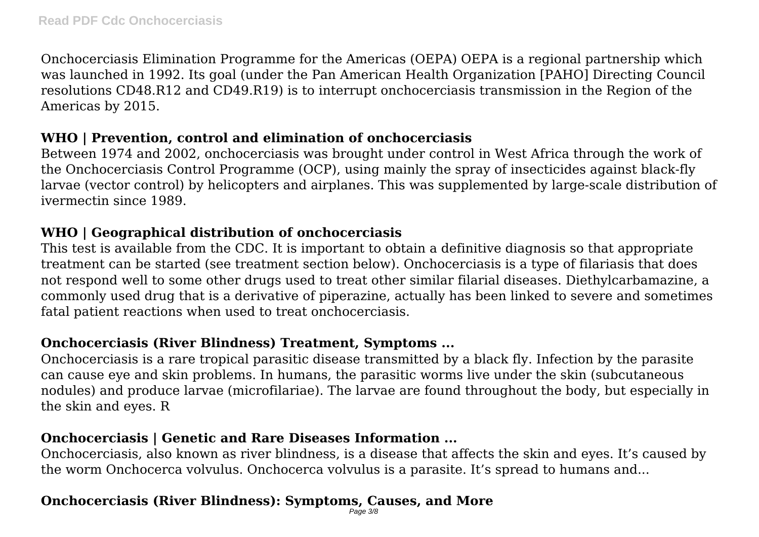Onchocerciasis Elimination Programme for the Americas (OEPA) OEPA is a regional partnership which was launched in 1992. Its goal (under the Pan American Health Organization [PAHO] Directing Council resolutions CD48.R12 and CD49.R19) is to interrupt onchocerciasis transmission in the Region of the Americas by 2015.

## WHO | Prevention, control and elimination of onchocerciasis

Between 1974 and 2002, onchocerciasis was brought under control in West Africa through the work of the Onchocerciasis Control Programme (OCP), using mainly the spray of insecticides against black-fly larvae (vector control) by helicopters and airplanes. This was supplemented by large-scale distribution of ivermectin since 1989.

## WHO | Geographical distribution of onchocerciasis

This test is available from the CDC. It is important to obtain a definitive diagnosis so that appropriate treatment can be started (see treatment section below). Onchocerciasis is a type of filariasis that does not respond well to some other drugs used to treat other similar filarial diseases. Diethylcarbamazine, a commonly used drug that is a derivative of piperazine, actually has been linked to severe and sometimes fatal patient reactions when used to treat onchocerciasis.

## Onchocerciasis (River Blindness) Treatment, Symptoms ...

Onchocerciasis is a rare tropical parasitic disease transmitted by a black fly. Infection by the parasite can cause eye and skin problems. In humans, the parasitic worms live under the skin (subcutaneous nodules) and produce larvae (microfilariae). The larvae are found throughout the body, but especially in the skin and eyes. R

## Onchocerciasis | Genetic and Rare Diseases Information ...

Onchocerciasis, also known as river blindness, is a disease that affects the skin and eyes. It's caused by the worm Onchocerca volvulus. Onchocerca volvulus is a parasite. It's spread to humans and...

## Onchocerciasis (River Blindness): Symptoms, Causes, and More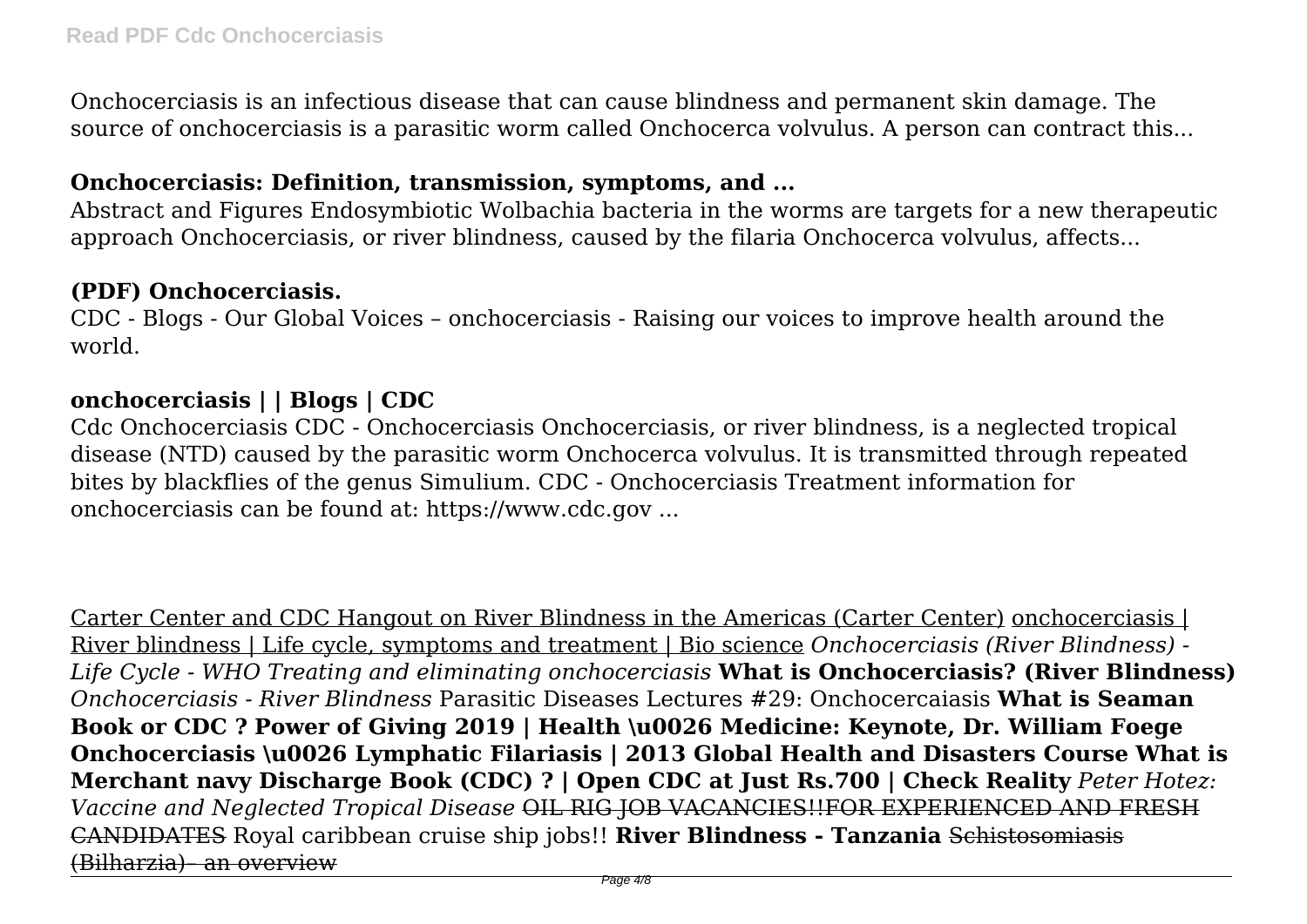Onchocerciasis is an infectious disease that can cause blindness and permanent skin damage. The source of onchocerciasis is a parasitic worm called Onchocerca volvulus. A person can contract this...

## Onchocerciasis: Definition, transmission, symptoms, and ...

Abstract and Figures Endosymbiotic Wolbachia bacteria in the worms are targets for a new therapeutic approach Onchocerciasis, or river blindness, caused by the filaria Onchocerca volvulus, affects...

## (PDF) Onchocerciasis.

CDC - Blogs - Our Global Voices – onchocerciasis - Raising our voices to improve health around the world.

## onchocerciasis | | Blogs | CDC

Cdc Onchocerciasis CDC - Onchocerciasis Onchocerciasis, or river blindness, is a neglected tropical disease (NTD) caused by the parasitic worm Onchocerca volvulus. It is transmitted through repeated bites by blackflies of the genus Simulium. CDC - Onchocerciasis Treatment information for onchocerciasis can be found at: https://www.cdc.gov ...

Carter Center and CDC Hangout on River Blindness in the Americas (Carter Center) onchocerciasis | River blindness | Life cycle, symptoms and treatment | Bio science *Onchocerciasis (River Blindness) - Life Cycle - WHO Treating and eliminating onchocerciasis* **What is Onchocerciasis? (River Blindness)** *Onchocerciasis - River Blindness* Parasitic Diseases Lectures #29: Onchocercaiasis **What is Seaman Book or CDC ? Power of Giving 2019 | Health \u0026 Medicine: Keynote, Dr. William Foege Onchocerciasis \u0026 Lymphatic Filariasis | 2013 Global Health and Disasters Course What is Merchant navy Discharge Book (CDC) ? | Open CDC at Just Rs.700 | Check Reality** *Peter Hotez: Vaccine and Neglected Tropical Disease* ~~OIL RIG JOB VACANCIES!!FOR EXPERIENCED AND FRESH CANDIDATES~~ Royal caribbean cruise ship jobs!! **River Blindness - Tanzania** ~~Schistosomiasis (Bilharzia)– an overview~~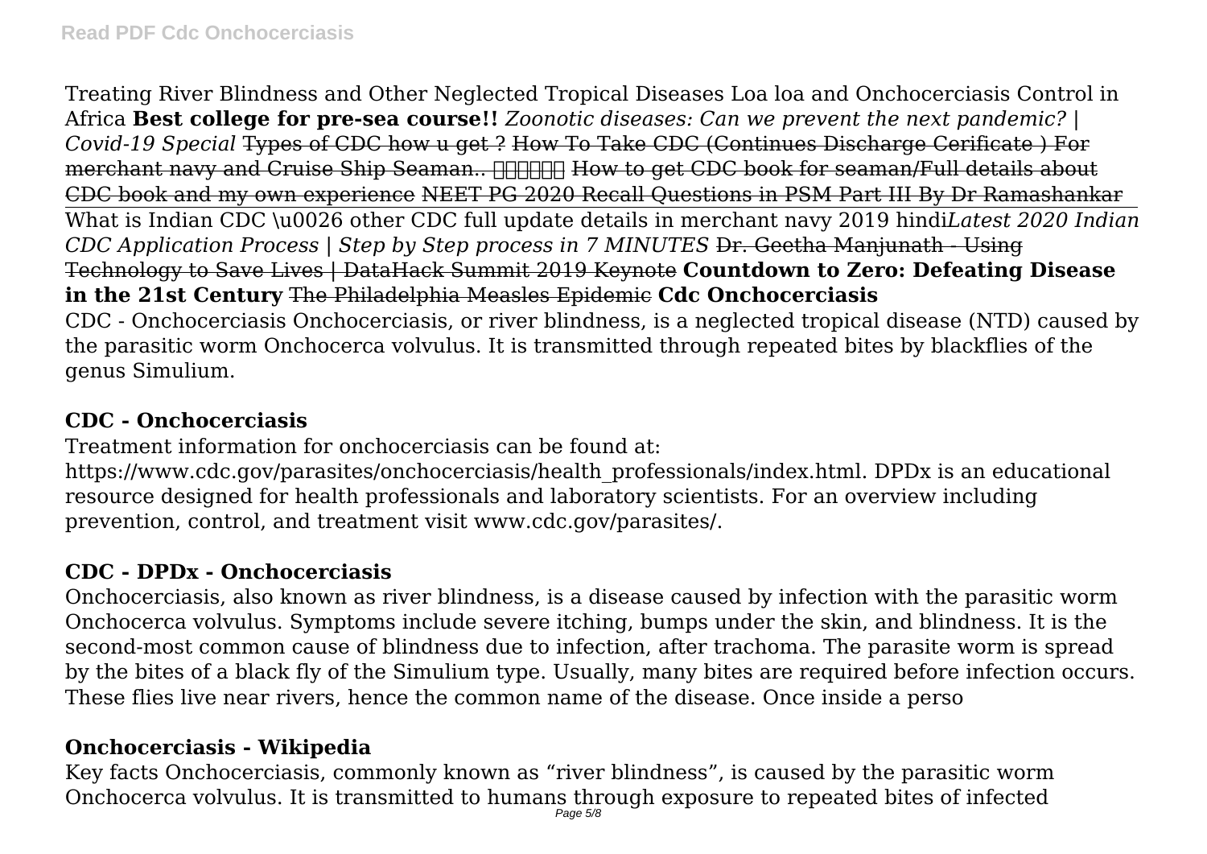Treating River Blindness and Other Neglected Tropical Diseases Loa loa and Onchocerciasis Control in Africa **Best college for pre-sea course!!** *Zoonotic diseases: Can we prevent the next pandemic? | Covid-19 Special* ~~Types of CDC how u get ? How To Take CDC (Continues Discharge Cerificate ) For merchant navy and Cruise Ship Seaman.. ██████ How to get CDC book for seaman/Full details about CDC book and my own experience NEET PG 2020 Recall Questions in PSM Part III By Dr Ramashankar~~ What is Indian CDC \u0026 other CDC full update details in merchant navy 2019 hindi*Latest 2020 Indian CDC Application Process | Step by Step process in 7 MINUTES* ~~Dr. Geetha Manjunath - Using Technology to Save Lives | DataHack Summit 2019 Keynote~~ **Countdown to Zero: Defeating Disease in the 21st Century** ~~The Philadelphia Measles Epidemic~~ **Cdc Onchocerciasis**

CDC - Onchocerciasis Onchocerciasis, or river blindness, is a neglected tropical disease (NTD) caused by the parasitic worm Onchocerca volvulus. It is transmitted through repeated bites by blackflies of the genus Simulium.

## CDC - Onchocerciasis

Treatment information for onchocerciasis can be found at: https://www.cdc.gov/parasites/onchocerciasis/health_professionals/index.html. DPDx is an educational resource designed for health professionals and laboratory scientists. For an overview including prevention, control, and treatment visit www.cdc.gov/parasites/.

## CDC - DPDx - Onchocerciasis

Onchocerciasis, also known as river blindness, is a disease caused by infection with the parasitic worm Onchocerca volvulus. Symptoms include severe itching, bumps under the skin, and blindness. It is the second-most common cause of blindness due to infection, after trachoma. The parasite worm is spread by the bites of a black fly of the Simulium type. Usually, many bites are required before infection occurs. These flies live near rivers, hence the common name of the disease. Once inside a perso

## Onchocerciasis - Wikipedia

Key facts Onchocerciasis, commonly known as “river blindness”, is caused by the parasitic worm Onchocerca volvulus. It is transmitted to humans through exposure to repeated bites of infected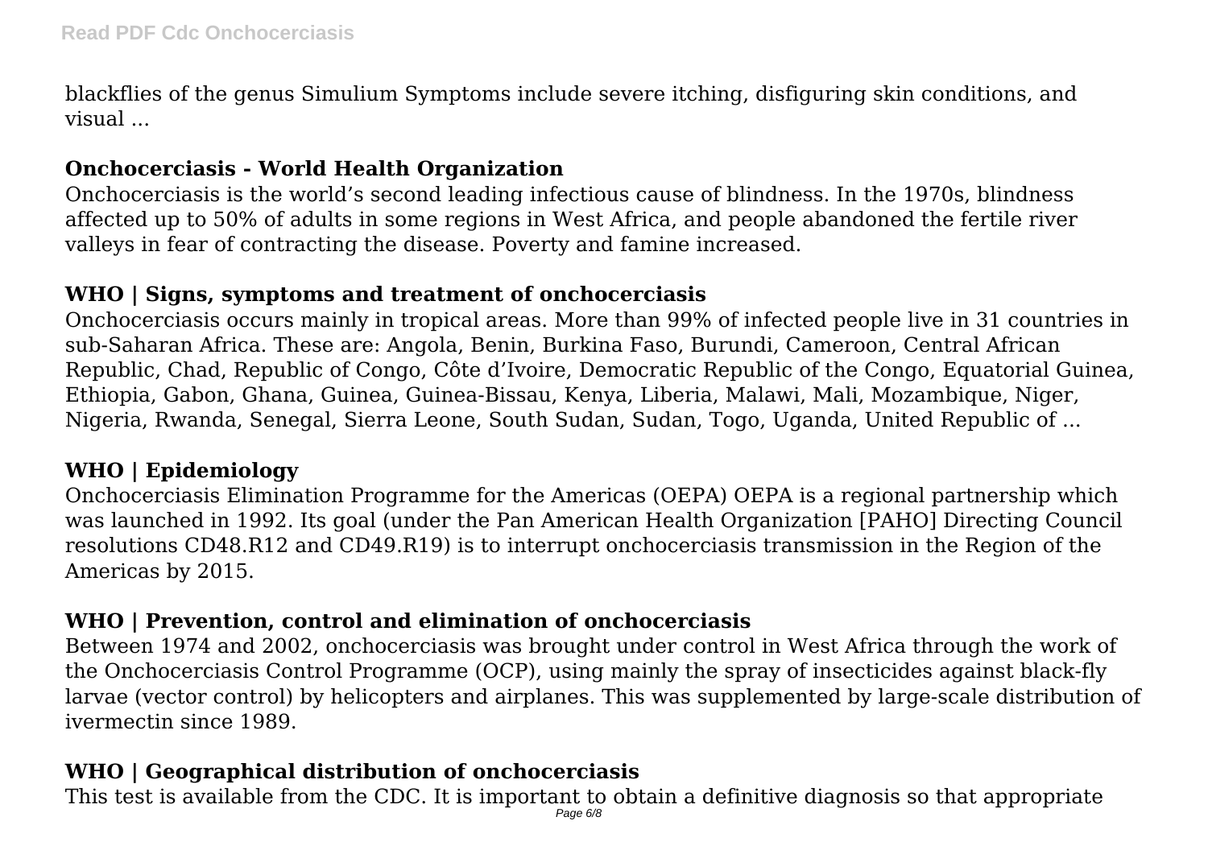blackflies of the genus Simulium Symptoms include severe itching, disfiguring skin conditions, and visual ...

### Onchocerciasis - World Health Organization

Onchocerciasis is the world's second leading infectious cause of blindness. In the 1970s, blindness affected up to 50% of adults in some regions in West Africa, and people abandoned the fertile river valleys in fear of contracting the disease. Poverty and famine increased.

### WHO | Signs, symptoms and treatment of onchocerciasis

Onchocerciasis occurs mainly in tropical areas. More than 99% of infected people live in 31 countries in sub-Saharan Africa. These are: Angola, Benin, Burkina Faso, Burundi, Cameroon, Central African Republic, Chad, Republic of Congo, Côte d'Ivoire, Democratic Republic of the Congo, Equatorial Guinea, Ethiopia, Gabon, Ghana, Guinea, Guinea-Bissau, Kenya, Liberia, Malawi, Mali, Mozambique, Niger, Nigeria, Rwanda, Senegal, Sierra Leone, South Sudan, Sudan, Togo, Uganda, United Republic of ...

### WHO | Epidemiology

Onchocerciasis Elimination Programme for the Americas (OEPA) OEPA is a regional partnership which was launched in 1992. Its goal (under the Pan American Health Organization [PAHO] Directing Council resolutions CD48.R12 and CD49.R19) is to interrupt onchocerciasis transmission in the Region of the Americas by 2015.

### WHO | Prevention, control and elimination of onchocerciasis

Between 1974 and 2002, onchocerciasis was brought under control in West Africa through the work of the Onchocerciasis Control Programme (OCP), using mainly the spray of insecticides against black-fly larvae (vector control) by helicopters and airplanes. This was supplemented by large-scale distribution of ivermectin since 1989.

### WHO | Geographical distribution of onchocerciasis

This test is available from the CDC. It is important to obtain a definitive diagnosis so that appropriate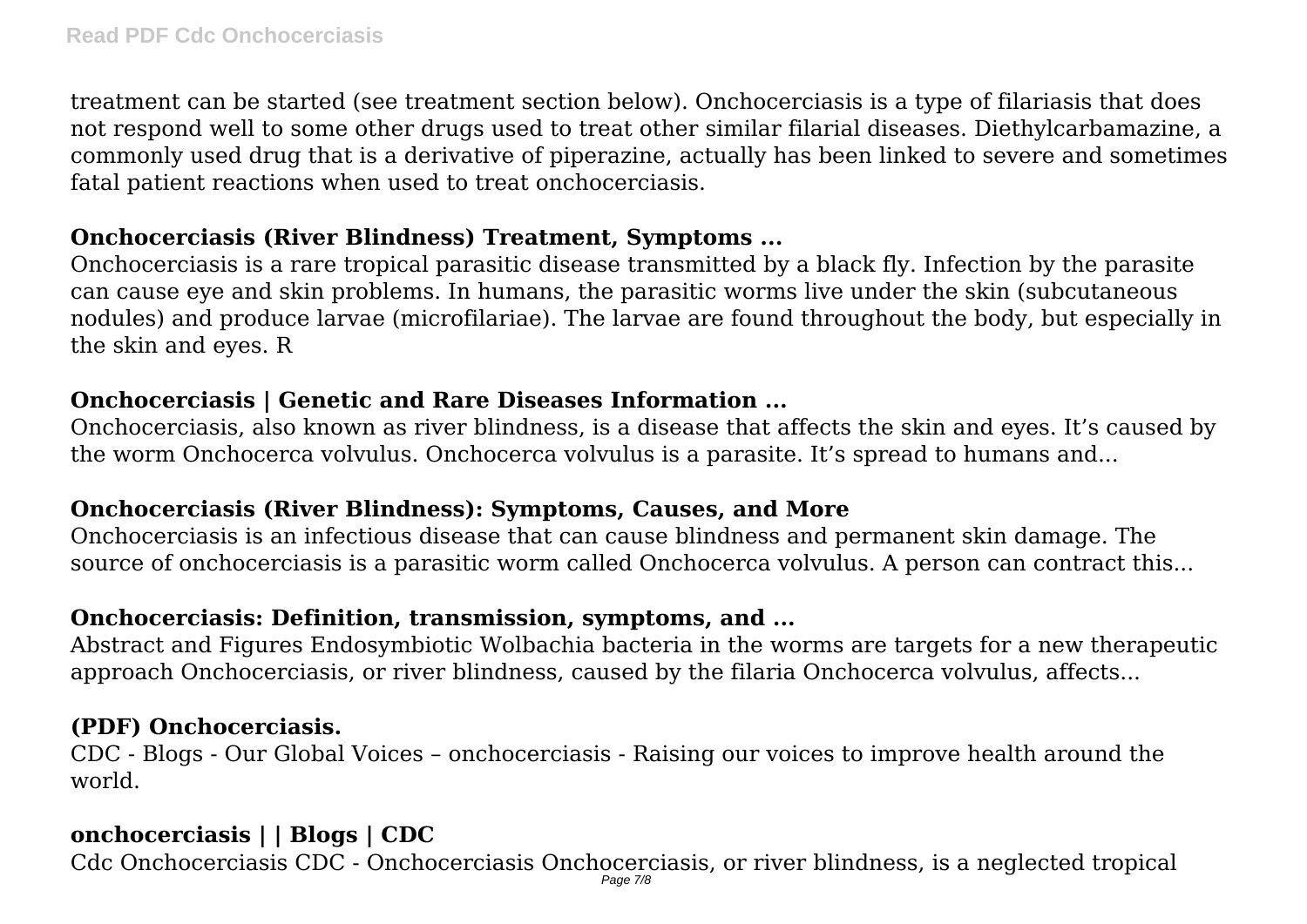treatment can be started (see treatment section below). Onchocerciasis is a type of filariasis that does not respond well to some other drugs used to treat other similar filarial diseases. Diethylcarbamazine, a commonly used drug that is a derivative of piperazine, actually has been linked to severe and sometimes fatal patient reactions when used to treat onchocerciasis.

**Onchocerciasis (River Blindness) Treatment, Symptoms ...**

Onchocerciasis is a rare tropical parasitic disease transmitted by a black fly. Infection by the parasite can cause eye and skin problems. In humans, the parasitic worms live under the skin (subcutaneous nodules) and produce larvae (microfilariae). The larvae are found throughout the body, but especially in the skin and eyes. R

**Onchocerciasis | Genetic and Rare Diseases Information ...**

Onchocerciasis, also known as river blindness, is a disease that affects the skin and eyes. It's caused by the worm Onchocerca volvulus. Onchocerca volvulus is a parasite. It's spread to humans and...

**Onchocerciasis (River Blindness): Symptoms, Causes, and More**

Onchocerciasis is an infectious disease that can cause blindness and permanent skin damage. The source of onchocerciasis is a parasitic worm called Onchocerca volvulus. A person can contract this...

**Onchocerciasis: Definition, transmission, symptoms, and ...**

Abstract and Figures Endosymbiotic Wolbachia bacteria in the worms are targets for a new therapeutic approach Onchocerciasis, or river blindness, caused by the filaria Onchocerca volvulus, affects...

**(PDF) Onchocerciasis.**

CDC - Blogs - Our Global Voices – onchocerciasis - Raising our voices to improve health around the world.

**onchocerciasis | | Blogs | CDC**

Cdc Onchocerciasis CDC - Onchocerciasis Onchocerciasis, or river blindness, is a neglected tropical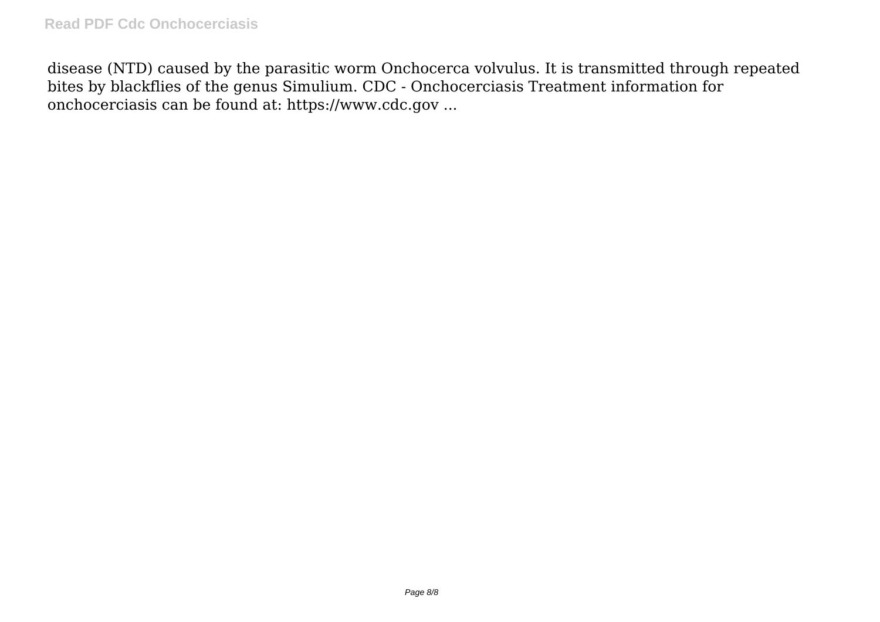disease (NTD) caused by the parasitic worm Onchocerca volvulus. It is transmitted through repeated bites by blackflies of the genus Simulium. CDC - Onchocerciasis Treatment information for onchocerciasis can be found at: https://www.cdc.gov ...